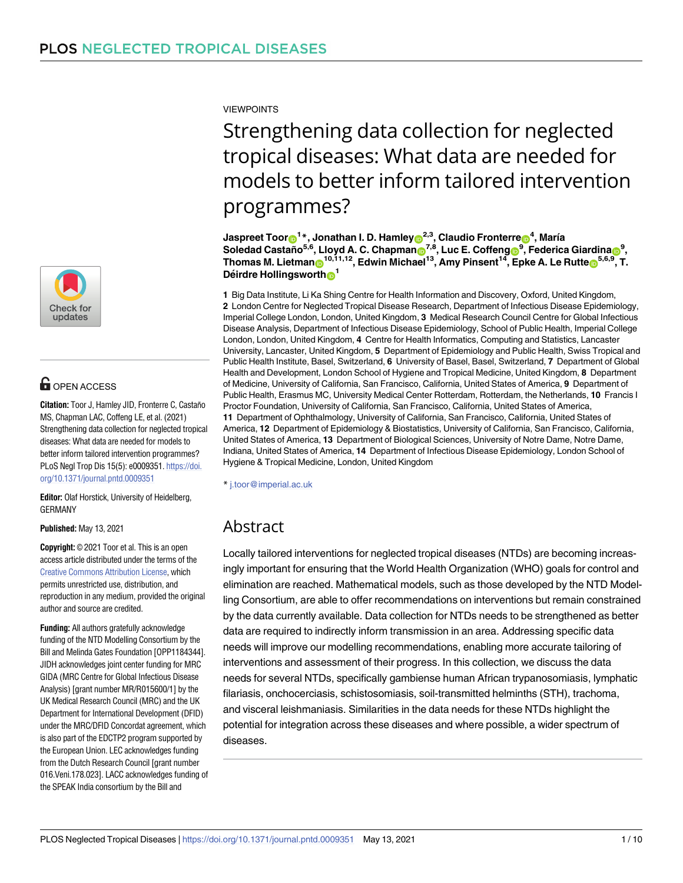PLOS NEGLECTED TROPICAL DISEASES

VIEWPOINTS

# Strengthening data collection for neglected tropical diseases: What data are needed for models to better inform tailored intervention programmes?

**Jaspreet Toor[1]*, Jonathan I. D. Hamley[2,3], Claudio Fronterre[4], María Soledad Castaño[5,6], Lloyd A. C. Chapman[7,8], Luc E. Coffeng[9], Federica Giardina[9], Thomas M. Lietman[10,11,12], Edwin Michael[13], Amy Pinsent[14], Epke A. Le Rutte[5,6,9], T. Déirdre Hollingsworth[1]**

**1** Big Data Institute, Li Ka Shing Centre for Health Information and Discovery, Oxford, United Kingdom, **2** London Centre for Neglected Tropical Disease Research, Department of Infectious Disease Epidemiology, Imperial College London, London, United Kingdom, **3** Medical Research Council Centre for Global Infectious Disease Analysis, Department of Infectious Disease Epidemiology, School of Public Health, Imperial College London, London, United Kingdom, **4** Centre for Health Informatics, Computing and Statistics, Lancaster University, Lancaster, United Kingdom, **5** Department of Epidemiology and Public Health, Swiss Tropical and Public Health Institute, Basel, Switzerland, **6** University of Basel, Basel, Switzerland, **7** Department of Global Health and Development, London School of Hygiene and Tropical Medicine, United Kingdom, **8** Department of Medicine, University of California, San Francisco, California, United States of America, **9** Department of Public Health, Erasmus MC, University Medical Center Rotterdam, Rotterdam, the Netherlands, **10** Francis I Proctor Foundation, University of California, San Francisco, California, United States of America, **11** Department of Ophthalmology, University of California, San Francisco, California, United States of America, **12** Department of Epidemiology & Biostatistics, University of California, San Francisco, California, United States of America, **13** Department of Biological Sciences, University of Notre Dame, Notre Dame, Indiana, United States of America, **14** Department of Infectious Disease Epidemiology, London School of Hygiene & Tropical Medicine, London, United Kingdom

* j.toor@imperial.ac.uk

## Abstract

Locally tailored interventions for neglected tropical diseases (NTDs) are becoming increasingly important for ensuring that the World Health Organization (WHO) goals for control and elimination are reached. Mathematical models, such as those developed by the NTD Modelling Consortium, are able to offer recommendations on interventions but remain constrained by the data currently available. Data collection for NTDs needs to be strengthened as better data are required to indirectly inform transmission in an area. Addressing specific data needs will improve our modelling recommendations, enabling more accurate tailoring of interventions and assessment of their progress. In this collection, we discuss the data needs for several NTDs, specifically gambiense human African trypanosomiasis, lymphatic filariasis, onchocerciasis, schistosomiasis, soil-transmitted helminths (STH), trachoma, and visceral leishmaniasis. Similarities in the data needs for these NTDs highlight the potential for integration across these diseases and where possible, a wider spectrum of diseases.

OPEN ACCESS

**Citation:** Toor J, Hamley JID, Fronterre C, Castaño MS, Chapman LAC, Coffeng LE, Giardina F, et al. (2021) Strengthening data collection for neglected tropical diseases: What data are needed for models to better inform tailored intervention programmes? PLoS Negl Trop Dis 15(5): e0009351. https://doi.org/10.1371/journal.pntd.0009351

**Editor:** Olaf Horstick, University of Heidelberg, GERMANY

**Published:** May 13, 2021

**Copyright:** © 2021 Toor et al. This is an open access article distributed under the terms of the Creative Commons Attribution License, which permits unrestricted use, distribution, and reproduction in any medium, provided the original author and source are credited.

**Funding:** All authors gratefully acknowledge funding of the NTD Modelling Consortium by the Bill and Melinda Gates Foundation [OPP1184344]. JIDH acknowledges joint center funding for MRC GIDA (MRC Centre for Global Infectious Disease Analysis) [grant number MR/R015600/1] by the UK Medical Research Council (MRC) and the UK Department for International Development (DFID) under the MRC/DFID Concordat agreement, which is also part of the EDCTP2 program supported by the European Union. LEC acknowledges funding from the Dutch Research Council [grant number 016.Veni.178.023]. LACC acknowledges funding of the SPEAK India consortium by the Bill and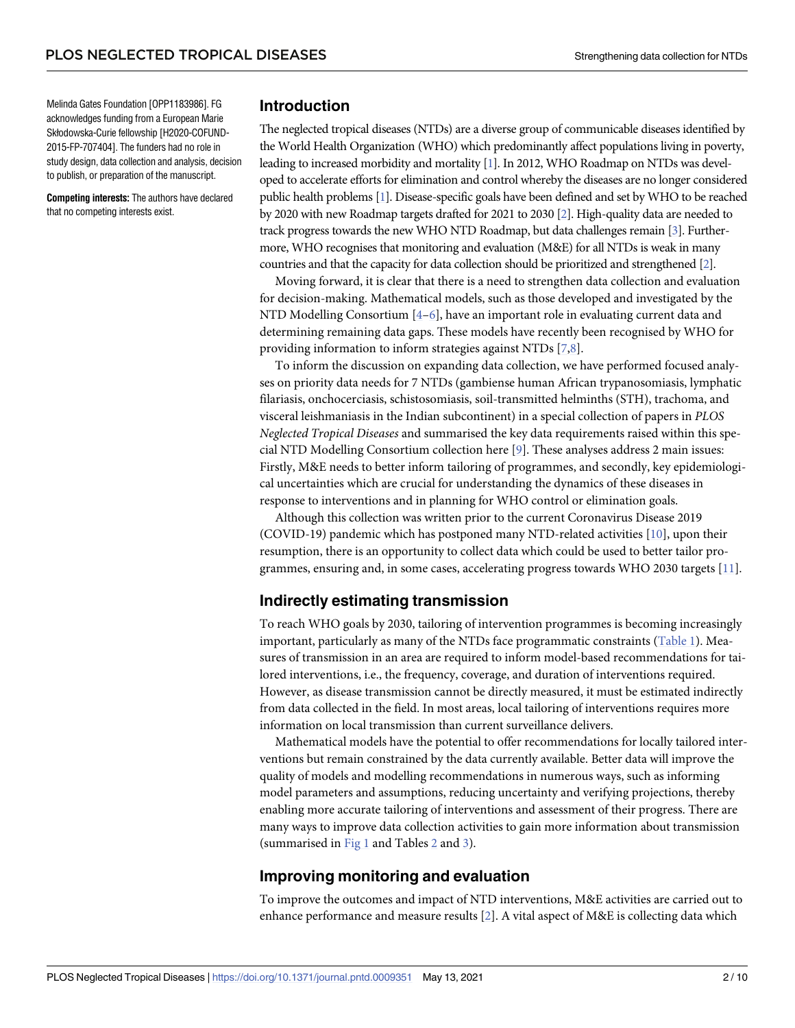Melinda Gates Foundation [OPP1183986]. FG acknowledges funding from a European Marie Skłodowska-Curie fellowship [H2020-COFUND-2015-FP-707404]. The funders had no role in study design, data collection and analysis, decision to publish, or preparation of the manuscript.

**Competing interests:** The authors have declared that no competing interests exist.

## Introduction

The neglected tropical diseases (NTDs) are a diverse group of communicable diseases identified by the World Health Organization (WHO) which predominantly affect populations living in poverty, leading to increased morbidity and mortality [1]. In 2012, WHO Roadmap on NTDs was developed to accelerate efforts for elimination and control whereby the diseases are no longer considered public health problems [1]. Disease-specific goals have been defined and set by WHO to be reached by 2020 with new Roadmap targets drafted for 2021 to 2030 [2]. High-quality data are needed to track progress towards the new WHO NTD Roadmap, but data challenges remain [3]. Furthermore, WHO recognises that monitoring and evaluation (M&E) for all NTDs is weak in many countries and that the capacity for data collection should be prioritized and strengthened [2].

Moving forward, it is clear that there is a need to strengthen data collection and evaluation for decision-making. Mathematical models, such as those developed and investigated by the NTD Modelling Consortium [4–6], have an important role in evaluating current data and determining remaining data gaps. These models have recently been recognised by WHO for providing information to inform strategies against NTDs [7,8].

To inform the discussion on expanding data collection, we have performed focused analyses on priority data needs for 7 NTDs (gambiense human African trypanosomiasis, lymphatic filariasis, onchocerciasis, schistosomiasis, soil-transmitted helminths (STH), trachoma, and visceral leishmaniasis in the Indian subcontinent) in a special collection of papers in *PLOS Neglected Tropical Diseases* and summarised the key data requirements raised within this special NTD Modelling Consortium collection here [9]. These analyses address 2 main issues: Firstly, M&E needs to better inform tailoring of programmes, and secondly, key epidemiological uncertainties which are crucial for understanding the dynamics of these diseases in response to interventions and in planning for WHO control or elimination goals.

Although this collection was written prior to the current Coronavirus Disease 2019 (COVID-19) pandemic which has postponed many NTD-related activities [10], upon their resumption, there is an opportunity to collect data which could be used to better tailor programmes, ensuring and, in some cases, accelerating progress towards WHO 2030 targets [11].

## Indirectly estimating transmission

To reach WHO goals by 2030, tailoring of intervention programmes is becoming increasingly important, particularly as many of the NTDs face programmatic constraints (Table 1). Measures of transmission in an area are required to inform model-based recommendations for tailored interventions, i.e., the frequency, coverage, and duration of interventions required. However, as disease transmission cannot be directly measured, it must be estimated indirectly from data collected in the field. In most areas, local tailoring of interventions requires more information on local transmission than current surveillance delivers.

Mathematical models have the potential to offer recommendations for locally tailored interventions but remain constrained by the data currently available. Better data will improve the quality of models and modelling recommendations in numerous ways, such as informing model parameters and assumptions, reducing uncertainty and verifying projections, thereby enabling more accurate tailoring of interventions and assessment of their progress. There are many ways to improve data collection activities to gain more information about transmission (summarised in Fig 1 and Tables 2 and 3).

## Improving monitoring and evaluation

To improve the outcomes and impact of NTD interventions, M&E activities are carried out to enhance performance and measure results [2]. A vital aspect of M&E is collecting data which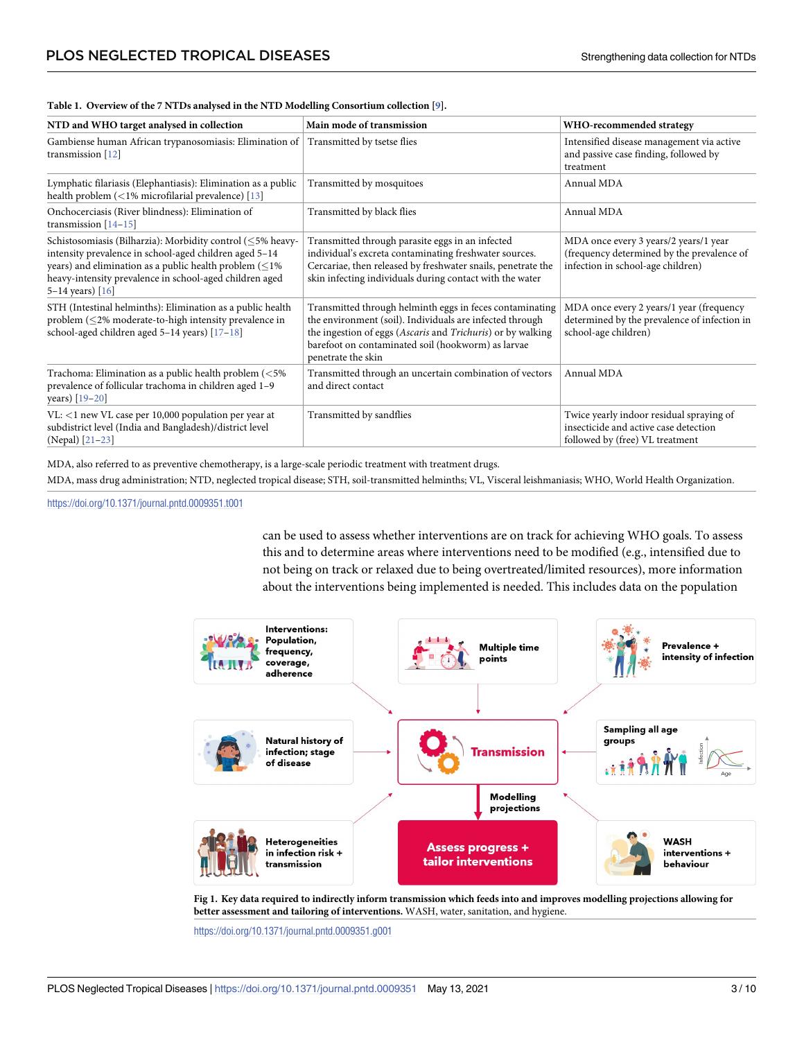**Table 1. Overview of the 7 NTDs analysed in the NTD Modelling Consortium collection [9].**

| NTD and WHO target analysed in collection | Main mode of transmission | WHO-recommended strategy |
|---|---|---|
| Gambiense human African trypanosomiasis: Elimination of transmission [12] | Transmitted by tsetse flies | Intensified disease management via active and passive case finding, followed by treatment |
| Lymphatic filariasis (Elephantiasis): Elimination as a public health problem (<1% microfilarial prevalence) [13] | Transmitted by mosquitoes | Annual MDA |
| Onchocerciasis (River blindness): Elimination of transmission [14–15] | Transmitted by black flies | Annual MDA |
| Schistosomiasis (Bilharzia): Morbidity control (≤5% heavy-intensity prevalence in school-aged children aged 5–14 years) and elimination as a public health problem (≤1% heavy-intensity prevalence in school-aged children aged 5–14 years) [16] | Transmitted through parasite eggs in an infected individual's excreta contaminating freshwater sources. Cercariae, then released by freshwater snails, penetrate the skin infecting individuals during contact with the water | MDA once every 3 years/2 years/1 year (frequency determined by the prevalence of infection in school-age children) |
| STH (Intestinal helminths): Elimination as a public health problem (≤2% moderate-to-high intensity prevalence in school-aged children aged 5–14 years) [17–18] | Transmitted through helminth eggs in feces contaminating the environment (soil). Individuals are infected through the ingestion of eggs (*Ascaris* and *Trichuris*) or by walking barefoot on contaminated soil (hookworm) as larvae penetrate the skin | MDA once every 2 years/1 year (frequency determined by the prevalence of infection in school-age children) |
| Trachoma: Elimination as a public health problem (<5% prevalence of follicular trachoma in children aged 1–9 years) [19–20] | Transmitted through an uncertain combination of vectors and direct contact | Annual MDA |
| VL: <1 new VL case per 10,000 population per year at subdistrict level (India and Bangladesh)/district level (Nepal) [21–23] | Transmitted by sandflies | Twice yearly indoor residual spraying of insecticide and active case detection followed by (free) VL treatment |

MDA, also referred to as preventive chemotherapy, is a large-scale periodic treatment with treatment drugs.

MDA, mass drug administration; NTD, neglected tropical disease; STH, soil-transmitted helminths; VL, Visceral leishmaniasis; WHO, World Health Organization.

https://doi.org/10.1371/journal.pntd.0009351.t001

can be used to assess whether interventions are on track for achieving WHO goals. To assess this and to determine areas where interventions need to be modified (e.g., intensified due to not being on track or relaxed due to being overtreated/limited resources), more information about the interventions being implemented is needed. This includes data on the population

**Fig 1. Key data required to indirectly inform transmission which feeds into and improves modelling projections allowing for better assessment and tailoring of interventions.** WASH, water, sanitation, and hygiene.

https://doi.org/10.1371/journal.pntd.0009351.g001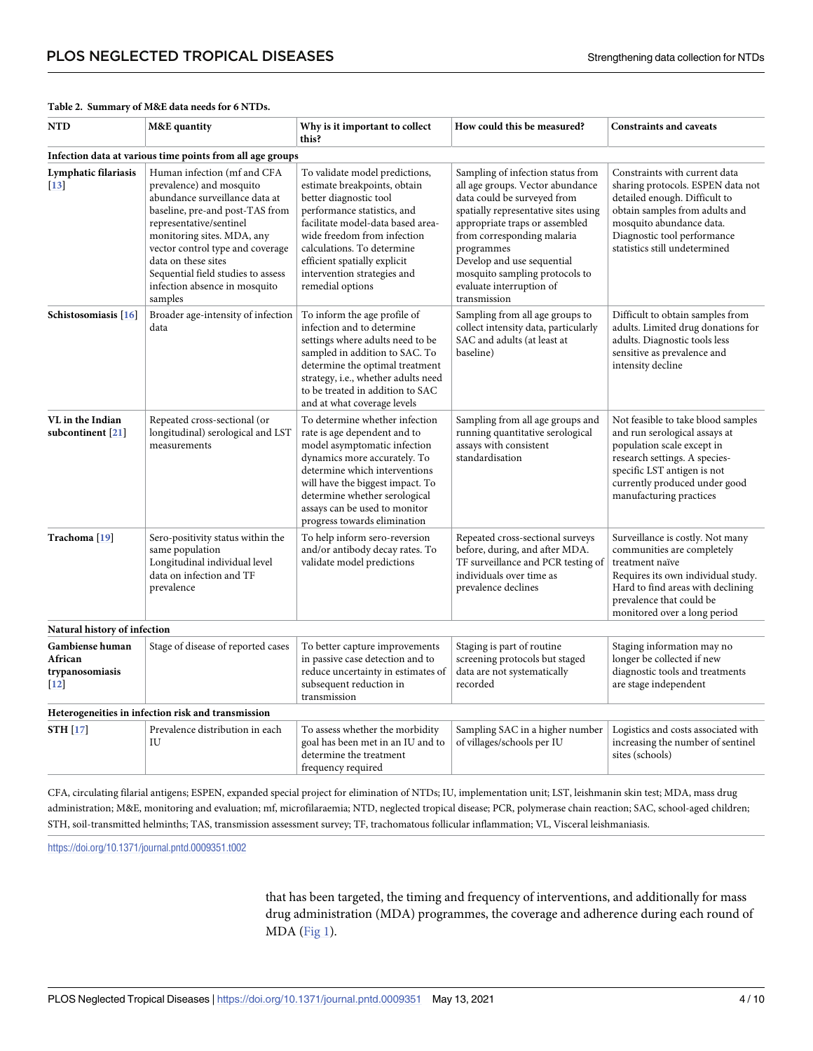**Table 2. Summary of M&E data needs for 6 NTDs.**

| NTD | M&E quantity | Why is it important to collect this? | How could this be measured? | Constraints and caveats |
|---|---|---|---|---|
| **Infection data at various time points from all age groups** | | | | |
| **Lymphatic filariasis** [13] | Human infection (mf and CFA prevalence) and mosquito abundance surveillance data at baseline, pre-and post-TAS from representative/sentinel monitoring sites. MDA, any vector control type and coverage data on these sites<br>Sequential field studies to assess infection absence in mosquito samples | To validate model predictions, estimate breakpoints, obtain better diagnostic tool performance statistics, and facilitate model-data based area-wide freedom from infection calculations. To determine efficient spatially explicit intervention strategies and remedial options | Sampling of infection status from all age groups. Vector abundance data could be surveyed from spatially representative sites using appropriate traps or assembled from corresponding malaria programmes<br>Develop and use sequential mosquito sampling protocols to evaluate interruption of transmission | Constraints with current data sharing protocols. ESPEN data not detailed enough. Difficult to obtain samples from adults and mosquito abundance data. Diagnostic tool performance statistics still undetermined |
| **Schistosomiasis** [16] | Broader age-intensity of infection data | To inform the age profile of infection and to determine settings where adults need to be sampled in addition to SAC. To determine the optimal treatment strategy, i.e., whether adults need to be treated in addition to SAC and at what coverage levels | Sampling from all age groups to collect intensity data, particularly SAC and adults (at least at baseline) | Difficult to obtain samples from adults. Limited drug donations for adults. Diagnostic tools less sensitive as prevalence and intensity decline |
| **VL in the Indian subcontinent** [21] | Repeated cross-sectional (or longitudinal) serological and LST measurements | To determine whether infection rate is age dependent and to model asymptomatic infection dynamics more accurately. To determine which interventions will have the biggest impact. To determine whether serological assays can be used to monitor progress towards elimination | Sampling from all age groups and running quantitative serological assays with consistent standardisation | Not feasible to take blood samples and run serological assays at population scale except in research settings. A species-specific LST antigen is not currently produced under good manufacturing practices |
| **Trachoma** [19] | Sero-positivity status within the same population<br>Longitudinal individual level data on infection and TF prevalence | To help inform sero-reversion and/or antibody decay rates. To validate model predictions | Repeated cross-sectional surveys before, during, and after MDA. TF surveillance and PCR testing of individuals over time as prevalence declines | Surveillance is costly. Not many communities are completely treatment naïve<br>Requires its own individual study. Hard to find areas with declining prevalence that could be monitored over a long period |
| **Natural history of infection** | | | | |
| **Gambiense human African trypanosomiasis** [12] | Stage of disease of reported cases | To better capture improvements in passive case detection and to reduce uncertainty in estimates of subsequent reduction in transmission | Staging is part of routine screening protocols but staged data are not systematically recorded | Staging information may no longer be collected if new diagnostic tools and treatments are stage independent |
| **Heterogeneities in infection risk and transmission** | | | | |
| **STH** [17] | Prevalence distribution in each IU | To assess whether the morbidity goal has been met in an IU and to determine the treatment frequency required | Sampling SAC in a higher number of villages/schools per IU | Logistics and costs associated with increasing the number of sentinel sites (schools) |

CFA, circulating filarial antigens; ESPEN, expanded special project for elimination of NTDs; IU, implementation unit; LST, leishmanin skin test; MDA, mass drug administration; M&E, monitoring and evaluation; mf, microfilaraemia; NTD, neglected tropical disease; PCR, polymerase chain reaction; SAC, school-aged children; STH, soil-transmitted helminths; TAS, transmission assessment survey; TF, trachomatous follicular inflammation; VL, Visceral leishmaniasis.

https://doi.org/10.1371/journal.pntd.0009351.t002

that has been targeted, the timing and frequency of interventions, and additionally for mass drug administration (MDA) programmes, the coverage and adherence during each round of MDA (Fig 1).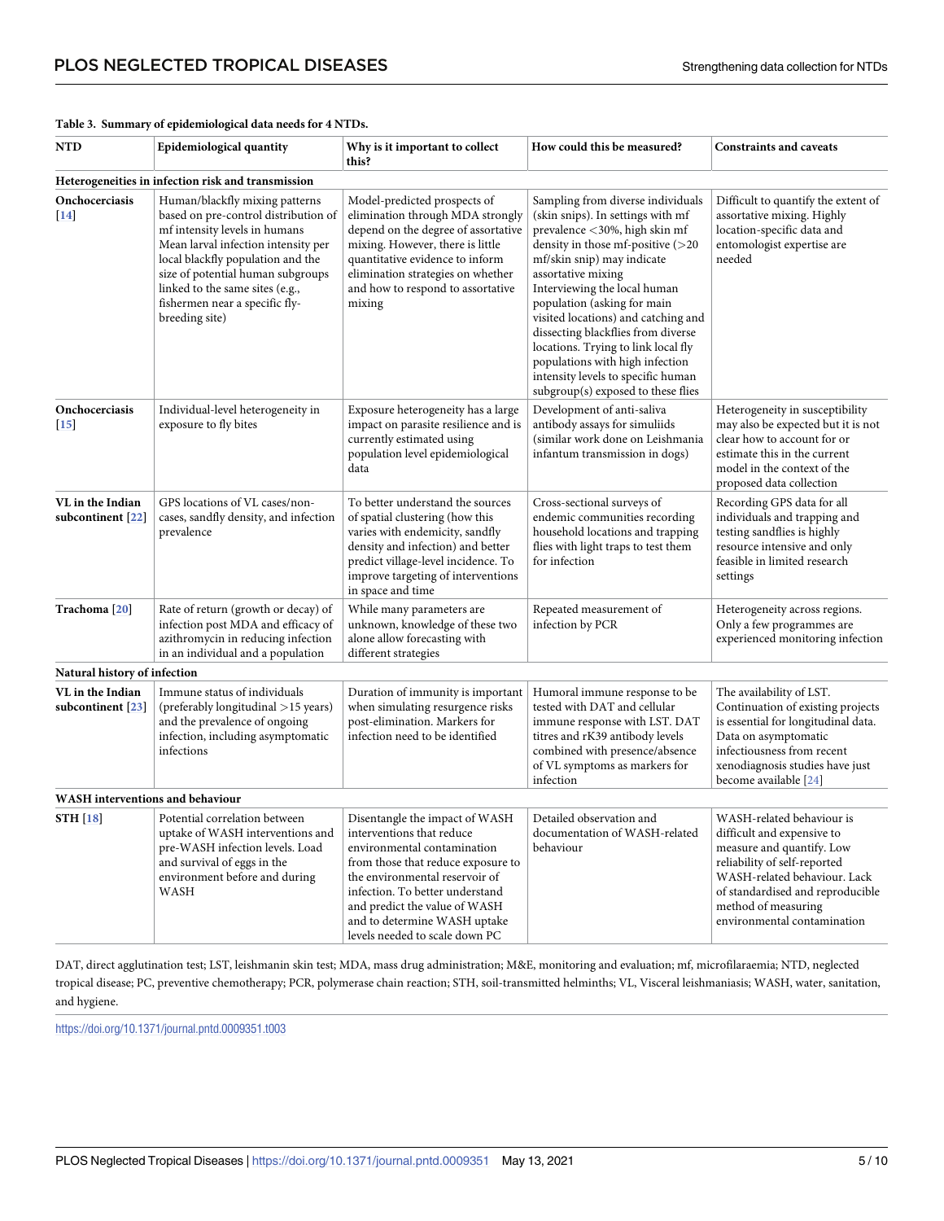**Table 3. Summary of epidemiological data needs for 4 NTDs.**

| NTD | Epidemiological quantity | Why is it important to collect this? | How could this be measured? | Constraints and caveats |
|---|---|---|---|---|
| **Heterogeneities in infection risk and transmission** | | | | |
| **Onchocerciasis** [14] | Human/blackfly mixing patterns based on pre-control distribution of mf intensity levels in humans Mean larval infection intensity per local blackfly population and the size of potential human subgroups linked to the same sites (e.g., fishermen near a specific fly-breeding site) | Model-predicted prospects of elimination through MDA strongly depend on the degree of assortative mixing. However, there is little quantitative evidence to inform elimination strategies on whether and how to respond to assortative mixing | Sampling from diverse individuals (skin snips). In settings with mf prevalence <30%, high skin mf density in those mf-positive (>20 mf/skin snip) may indicate assortative mixing Interviewing the local human population (asking for main visited locations) and catching and dissecting blackflies from diverse locations. Trying to link local fly populations with high infection intensity levels to specific human subgroup(s) exposed to these flies | Difficult to quantify the extent of assortative mixing. Highly location-specific data and entomologist expertise are needed |
| **Onchocerciasis** [15] | Individual-level heterogeneity in exposure to fly bites | Exposure heterogeneity has a large impact on parasite resilience and is currently estimated using population level epidemiological data | Development of anti-saliva antibody assays for simuliids (similar work done on Leishmania infantum transmission in dogs) | Heterogeneity in susceptibility may also be expected but it is not clear how to account for or estimate this in the current model in the context of the proposed data collection |
| **VL in the Indian subcontinent** [22] | GPS locations of VL cases/non-cases, sandfly density, and infection prevalence | To better understand the sources of spatial clustering (how this varies with endemicity, sandfly density and infection) and better predict village-level incidence. To improve targeting of interventions in space and time | Cross-sectional surveys of endemic communities recording household locations and trapping flies with light traps to test them for infection | Recording GPS data for all individuals and trapping and testing sandflies is highly resource intensive and only feasible in limited research settings |
| **Trachoma** [20] | Rate of return (growth or decay) of infection post MDA and efficacy of azithromycin in reducing infection in an individual and a population | While many parameters are unknown, knowledge of these two alone allow forecasting with different strategies | Repeated measurement of infection by PCR | Heterogeneity across regions. Only a few programmes are experienced monitoring infection |
| **Natural history of infection** | | | | |
| **VL in the Indian subcontinent** [23] | Immune status of individuals (preferably longitudinal >15 years) and the prevalence of ongoing infection, including asymptomatic infections | Duration of immunity is important when simulating resurgence risks post-elimination. Markers for infection need to be identified | Humoral immune response to be tested with DAT and cellular immune response with LST. DAT titres and rK39 antibody levels combined with presence/absence of VL symptoms as markers for infection | The availability of LST. Continuation of existing projects is essential for longitudinal data. Data on asymptomatic infectiousness from recent xenodiagnosis studies have just become available [24] |
| **WASH interventions and behaviour** | | | | |
| **STH** [18] | Potential correlation between uptake of WASH interventions and pre-WASH infection levels. Load and survival of eggs in the environment before and during WASH | Disentangle the impact of WASH interventions that reduce environmental contamination from those that reduce exposure to the environmental reservoir of infection. To better understand and predict the value of WASH and to determine WASH uptake levels needed to scale down PC | Detailed observation and documentation of WASH-related behaviour | WASH-related behaviour is difficult and expensive to measure and quantify. Low reliability of self-reported WASH-related behaviour. Lack of standardised and reproducible method of measuring environmental contamination |

DAT, direct agglutination test; LST, leishmanin skin test; MDA, mass drug administration; M&E, monitoring and evaluation; mf, microfilaraemia; NTD, neglected tropical disease; PC, preventive chemotherapy; PCR, polymerase chain reaction; STH, soil-transmitted helminths; VL, Visceral leishmaniasis; WASH, water, sanitation, and hygiene.

https://doi.org/10.1371/journal.pntd.0009351.t003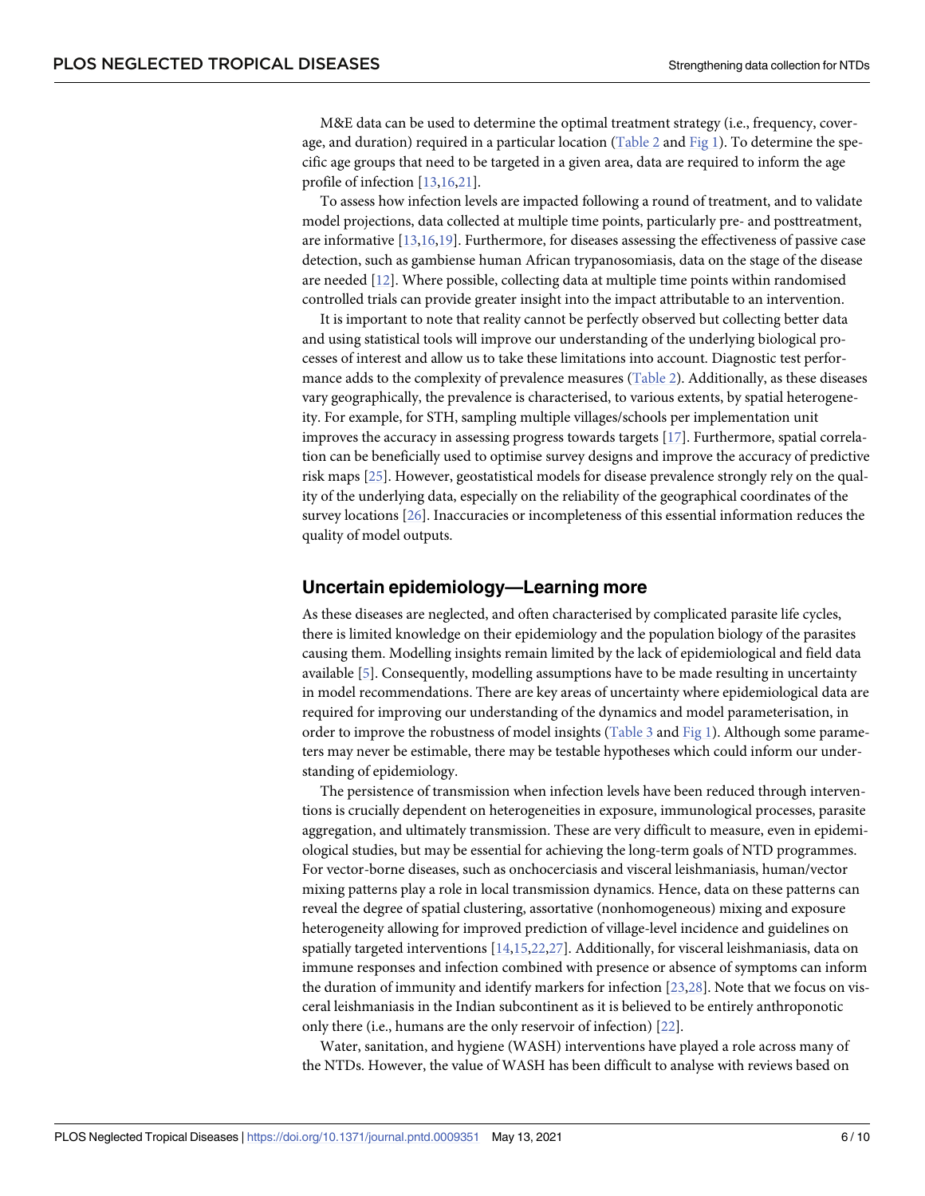M&E data can be used to determine the optimal treatment strategy (i.e., frequency, coverage, and duration) required in a particular location (Table 2 and Fig 1). To determine the specific age groups that need to be targeted in a given area, data are required to inform the age profile of infection [13,16,21].

To assess how infection levels are impacted following a round of treatment, and to validate model projections, data collected at multiple time points, particularly pre- and posttreatment, are informative [13,16,19]. Furthermore, for diseases assessing the effectiveness of passive case detection, such as gambiense human African trypanosomiasis, data on the stage of the disease are needed [12]. Where possible, collecting data at multiple time points within randomised controlled trials can provide greater insight into the impact attributable to an intervention.

It is important to note that reality cannot be perfectly observed but collecting better data and using statistical tools will improve our understanding of the underlying biological processes of interest and allow us to take these limitations into account. Diagnostic test performance adds to the complexity of prevalence measures (Table 2). Additionally, as these diseases vary geographically, the prevalence is characterised, to various extents, by spatial heterogeneity. For example, for STH, sampling multiple villages/schools per implementation unit improves the accuracy in assessing progress towards targets [17]. Furthermore, spatial correlation can be beneficially used to optimise survey designs and improve the accuracy of predictive risk maps [25]. However, geostatistical models for disease prevalence strongly rely on the quality of the underlying data, especially on the reliability of the geographical coordinates of the survey locations [26]. Inaccuracies or incompleteness of this essential information reduces the quality of model outputs.

## Uncertain epidemiology—Learning more

As these diseases are neglected, and often characterised by complicated parasite life cycles, there is limited knowledge on their epidemiology and the population biology of the parasites causing them. Modelling insights remain limited by the lack of epidemiological and field data available [5]. Consequently, modelling assumptions have to be made resulting in uncertainty in model recommendations. There are key areas of uncertainty where epidemiological data are required for improving our understanding of the dynamics and model parameterisation, in order to improve the robustness of model insights (Table 3 and Fig 1). Although some parameters may never be estimable, there may be testable hypotheses which could inform our understanding of epidemiology.

The persistence of transmission when infection levels have been reduced through interventions is crucially dependent on heterogeneities in exposure, immunological processes, parasite aggregation, and ultimately transmission. These are very difficult to measure, even in epidemiological studies, but may be essential for achieving the long-term goals of NTD programmes. For vector-borne diseases, such as onchocerciasis and visceral leishmaniasis, human/vector mixing patterns play a role in local transmission dynamics. Hence, data on these patterns can reveal the degree of spatial clustering, assortative (nonhomogeneous) mixing and exposure heterogeneity allowing for improved prediction of village-level incidence and guidelines on spatially targeted interventions [14,15,22,27]. Additionally, for visceral leishmaniasis, data on immune responses and infection combined with presence or absence of symptoms can inform the duration of immunity and identify markers for infection [23,28]. Note that we focus on visceral leishmaniasis in the Indian subcontinent as it is believed to be entirely anthroponotic only there (i.e., humans are the only reservoir of infection) [22].

Water, sanitation, and hygiene (WASH) interventions have played a role across many of the NTDs. However, the value of WASH has been difficult to analyse with reviews based on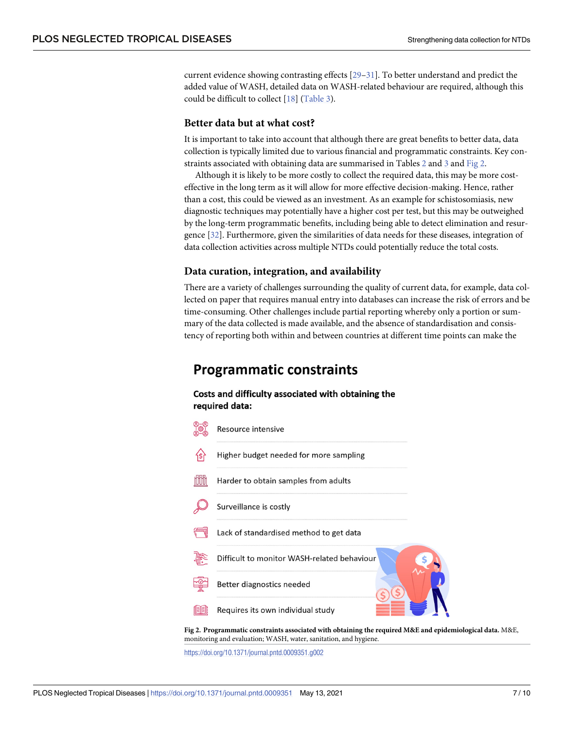current evidence showing contrasting effects [29–31]. To better understand and predict the added value of WASH, detailed data on WASH-related behaviour are required, although this could be difficult to collect [18] (Table 3).

### Better data but at what cost?

It is important to take into account that although there are great benefits to better data, data collection is typically limited due to various financial and programmatic constraints. Key constraints associated with obtaining data are summarised in Tables 2 and 3 and Fig 2.

Although it is likely to be more costly to collect the required data, this may be more cost-effective in the long term as it will allow for more effective decision-making. Hence, rather than a cost, this could be viewed as an investment. As an example for schistosomiasis, new diagnostic techniques may potentially have a higher cost per test, but this may be outweighed by the long-term programmatic benefits, including being able to detect elimination and resurgence [32]. Furthermore, given the similarities of data needs for these diseases, integration of data collection activities across multiple NTDs could potentially reduce the total costs.

### Data curation, integration, and availability

There are a variety of challenges surrounding the quality of current data, for example, data collected on paper that requires manual entry into databases can increase the risk of errors and be time-consuming. Other challenges include partial reporting whereby only a portion or summary of the data collected is made available, and the absence of standardisation and consistency of reporting both within and between countries at different time points can make the

## Programmatic constraints

**Costs and difficulty associated with obtaining the required data:**

- Resource intensive
- Higher budget needed for more sampling
- Harder to obtain samples from adults
- Surveillance is costly
- Lack of standardised method to get data
- Difficult to monitor WASH-related behaviour
- Better diagnostics needed
- Requires its own individual study

**Fig 2. Programmatic constraints associated with obtaining the required M&E and epidemiological data.** M&E, monitoring and evaluation; WASH, water, sanitation, and hygiene.

https://doi.org/10.1371/journal.pntd.0009351.g002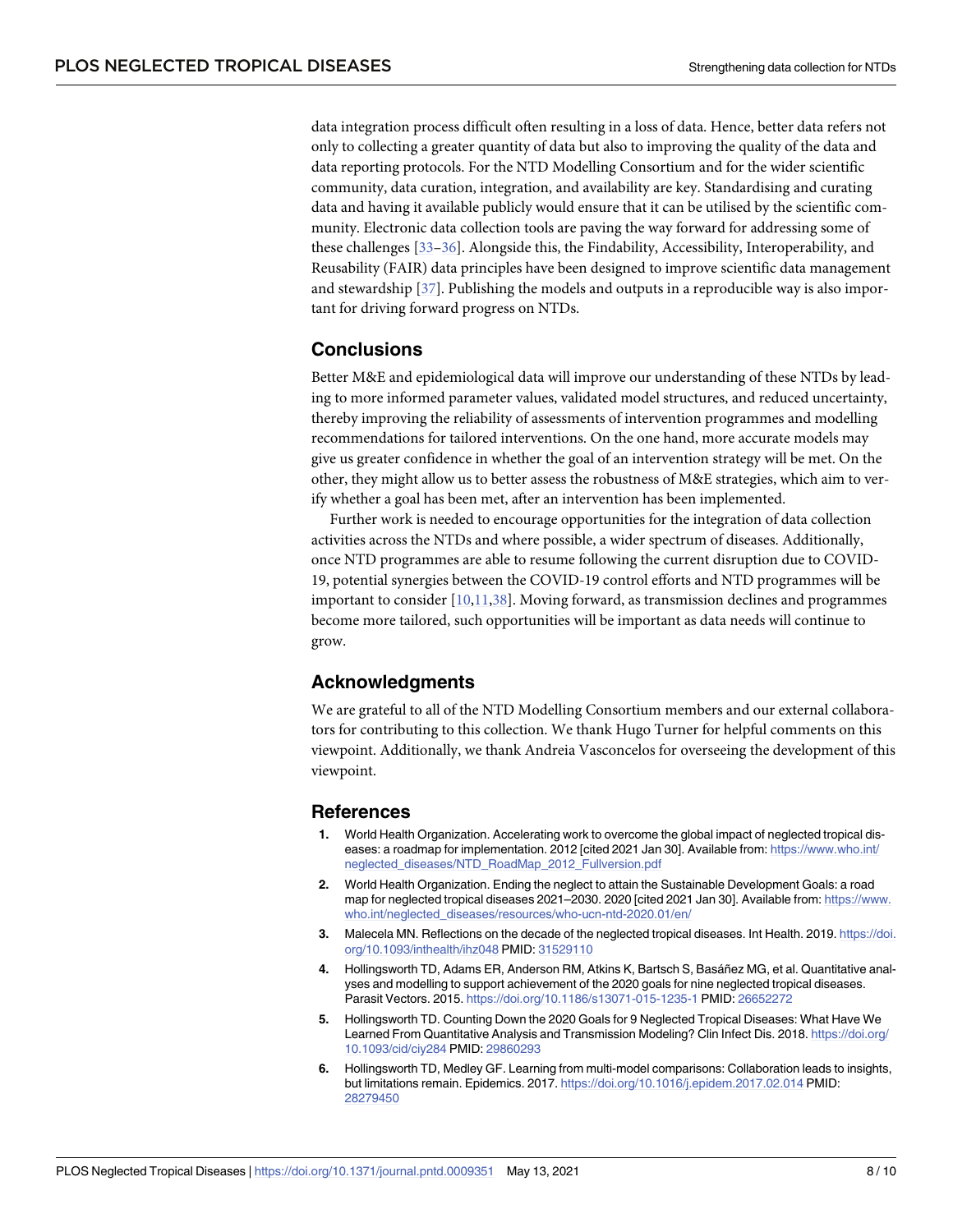data integration process difficult often resulting in a loss of data. Hence, better data refers not only to collecting a greater quantity of data but also to improving the quality of the data and data reporting protocols. For the NTD Modelling Consortium and for the wider scientific community, data curation, integration, and availability are key. Standardising and curating data and having it available publicly would ensure that it can be utilised by the scientific community. Electronic data collection tools are paving the way forward for addressing some of these challenges [33–36]. Alongside this, the Findability, Accessibility, Interoperability, and Reusability (FAIR) data principles have been designed to improve scientific data management and stewardship [37]. Publishing the models and outputs in a reproducible way is also important for driving forward progress on NTDs.

## Conclusions

Better M&E and epidemiological data will improve our understanding of these NTDs by leading to more informed parameter values, validated model structures, and reduced uncertainty, thereby improving the reliability of assessments of intervention programmes and modelling recommendations for tailored interventions. On the one hand, more accurate models may give us greater confidence in whether the goal of an intervention strategy will be met. On the other, they might allow us to better assess the robustness of M&E strategies, which aim to verify whether a goal has been met, after an intervention has been implemented.

Further work is needed to encourage opportunities for the integration of data collection activities across the NTDs and where possible, a wider spectrum of diseases. Additionally, once NTD programmes are able to resume following the current disruption due to COVID-19, potential synergies between the COVID-19 control efforts and NTD programmes will be important to consider [10,11,38]. Moving forward, as transmission declines and programmes become more tailored, such opportunities will be important as data needs will continue to grow.

## Acknowledgments

We are grateful to all of the NTD Modelling Consortium members and our external collaborators for contributing to this collection. We thank Hugo Turner for helpful comments on this viewpoint. Additionally, we thank Andreia Vasconcelos for overseeing the development of this viewpoint.

## References

1. World Health Organization. Accelerating work to overcome the global impact of neglected tropical diseases: a roadmap for implementation. 2012 [cited 2021 Jan 30]. Available from: https://www.who.int/neglected_diseases/NTD_RoadMap_2012_Fullversion.pdf
2. World Health Organization. Ending the neglect to attain the Sustainable Development Goals: a road map for neglected tropical diseases 2021–2030. 2020 [cited 2021 Jan 30]. Available from: https://www.who.int/neglected_diseases/resources/who-ucn-ntd-2020.01/en/
3. Malecela MN. Reflections on the decade of the neglected tropical diseases. Int Health. 2019. https://doi.org/10.1093/inthealth/ihz048 PMID: 31529110
4. Hollingsworth TD, Adams ER, Anderson RM, Atkins K, Bartsch S, Basáñez MG, et al. Quantitative analyses and modelling to support achievement of the 2020 goals for nine neglected tropical diseases. Parasit Vectors. 2015. https://doi.org/10.1186/s13071-015-1235-1 PMID: 26652272
5. Hollingsworth TD. Counting Down the 2020 Goals for 9 Neglected Tropical Diseases: What Have We Learned From Quantitative Analysis and Transmission Modeling? Clin Infect Dis. 2018. https://doi.org/10.1093/cid/ciy284 PMID: 29860293
6. Hollingsworth TD, Medley GF. Learning from multi-model comparisons: Collaboration leads to insights, but limitations remain. Epidemics. 2017. https://doi.org/10.1016/j.epidem.2017.02.014 PMID: 28279450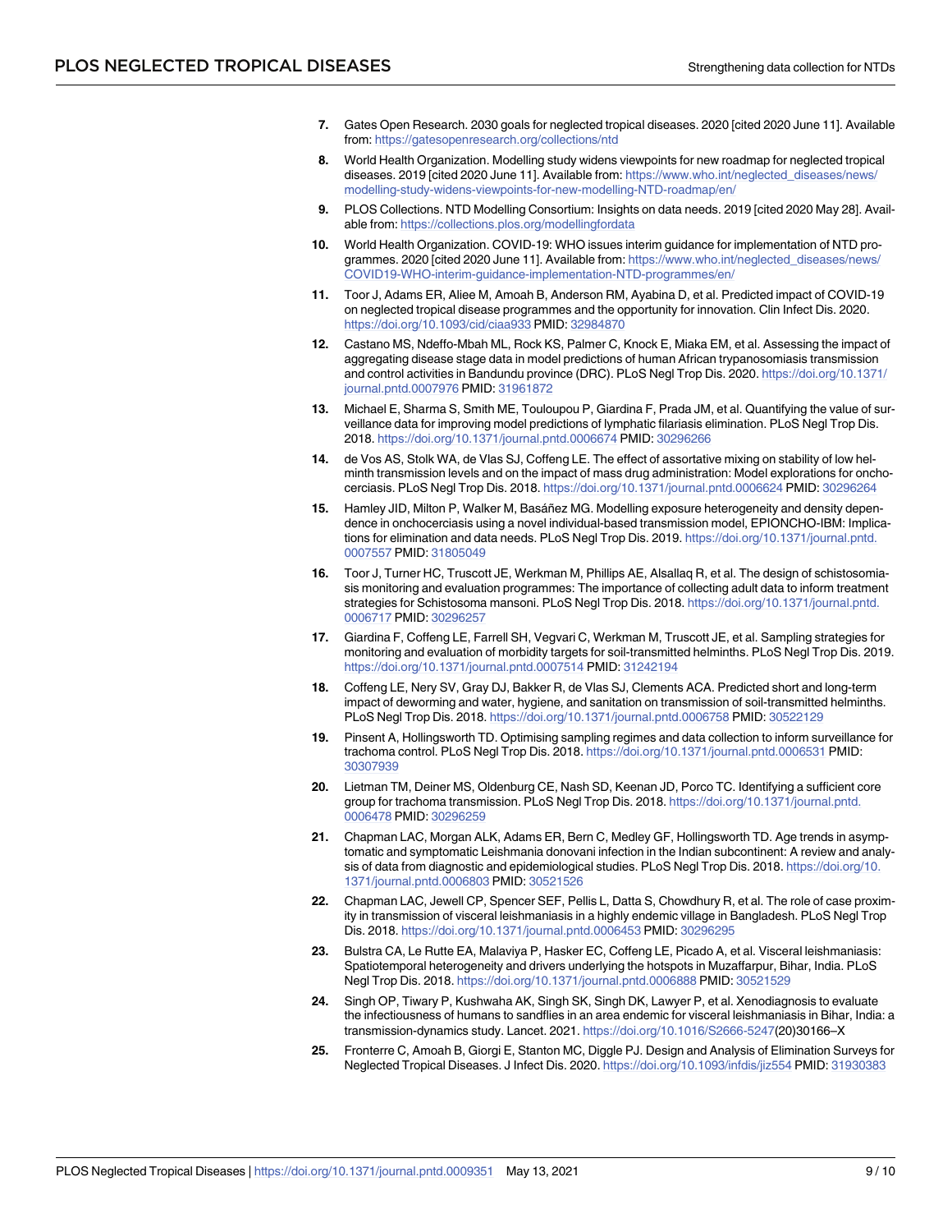7. Gates Open Research. 2030 goals for neglected tropical diseases. 2020 [cited 2020 June 11]. Available from: https://gatesopenresearch.org/collections/ntd
8. World Health Organization. Modelling study widens viewpoints for new roadmap for neglected tropical diseases. 2019 [cited 2020 June 11]. Available from: https://www.who.int/neglected_diseases/news/modelling-study-widens-viewpoints-for-new-modelling-NTD-roadmap/en/
9. PLOS Collections. NTD Modelling Consortium: Insights on data needs. 2019 [cited 2020 May 28]. Available from: https://collections.plos.org/modellingfordata
10. World Health Organization. COVID-19: WHO issues interim guidance for implementation of NTD programmes. 2020 [cited 2020 June 11]. Available from: https://www.who.int/neglected_diseases/news/COVID19-WHO-interim-guidance-implementation-NTD-programmes/en/
11. Toor J, Adams ER, Aliee M, Amoah B, Anderson RM, Ayabina D, et al. Predicted impact of COVID-19 on neglected tropical disease programmes and the opportunity for innovation. Clin Infect Dis. 2020. https://doi.org/10.1093/cid/ciaa933 PMID: 32984870
12. Castano MS, Ndeffo-Mbah ML, Rock KS, Palmer C, Knock E, Miaka EM, et al. Assessing the impact of aggregating disease stage data in model predictions of human African trypanosomiasis transmission and control activities in Bandundu province (DRC). PLoS Negl Trop Dis. 2020. https://doi.org/10.1371/journal.pntd.0007976 PMID: 31961872
13. Michael E, Sharma S, Smith ME, Touloupou P, Giardina F, Prada JM, et al. Quantifying the value of surveillance data for improving model predictions of lymphatic filariasis elimination. PLoS Negl Trop Dis. 2018. https://doi.org/10.1371/journal.pntd.0006674 PMID: 30296266
14. de Vos AS, Stolk WA, de Vlas SJ, Coffeng LE. The effect of assortative mixing on stability of low helminth transmission levels and on the impact of mass drug administration: Model explorations for onchocerciasis. PLoS Negl Trop Dis. 2018. https://doi.org/10.1371/journal.pntd.0006624 PMID: 30296264
15. Hamley JID, Milton P, Walker M, Basáñez MG. Modelling exposure heterogeneity and density dependence in onchocerciasis using a novel individual-based transmission model, EPIONCHO-IBM: Implications for elimination and data needs. PLoS Negl Trop Dis. 2019. https://doi.org/10.1371/journal.pntd.0007557 PMID: 31805049
16. Toor J, Turner HC, Truscott JE, Werkman M, Phillips AE, Alsallaq R, et al. The design of schistosomiasis monitoring and evaluation programmes: The importance of collecting adult data to inform treatment strategies for Schistosoma mansoni. PLoS Negl Trop Dis. 2018. https://doi.org/10.1371/journal.pntd.0006717 PMID: 30296257
17. Giardina F, Coffeng LE, Farrell SH, Vegvari C, Werkman M, Truscott JE, et al. Sampling strategies for monitoring and evaluation of morbidity targets for soil-transmitted helminths. PLoS Negl Trop Dis. 2019. https://doi.org/10.1371/journal.pntd.0007514 PMID: 31242194
18. Coffeng LE, Nery SV, Gray DJ, Bakker R, de Vlas SJ, Clements ACA. Predicted short and long-term impact of deworming and water, hygiene, and sanitation on transmission of soil-transmitted helminths. PLoS Negl Trop Dis. 2018. https://doi.org/10.1371/journal.pntd.0006758 PMID: 30522129
19. Pinsent A, Hollingsworth TD. Optimising sampling regimes and data collection to inform surveillance for trachoma control. PLoS Negl Trop Dis. 2018. https://doi.org/10.1371/journal.pntd.0006531 PMID: 30307939
20. Lietman TM, Deiner MS, Oldenburg CE, Nash SD, Keenan JD, Porco TC. Identifying a sufficient core group for trachoma transmission. PLoS Negl Trop Dis. 2018. https://doi.org/10.1371/journal.pntd.0006478 PMID: 30296259
21. Chapman LAC, Morgan ALK, Adams ER, Bern C, Medley GF, Hollingsworth TD. Age trends in asymptomatic and symptomatic Leishmania donovani infection in the Indian subcontinent: A review and analysis of data from diagnostic and epidemiological studies. PLoS Negl Trop Dis. 2018. https://doi.org/10.1371/journal.pntd.0006803 PMID: 30521526
22. Chapman LAC, Jewell CP, Spencer SEF, Pellis L, Datta S, Chowdhury R, et al. The role of case proximity in transmission of visceral leishmaniasis in a highly endemic village in Bangladesh. PLoS Negl Trop Dis. 2018. https://doi.org/10.1371/journal.pntd.0006453 PMID: 30296295
23. Bulstra CA, Le Rutte EA, Malaviya P, Hasker EC, Coffeng LE, Picado A, et al. Visceral leishmaniasis: Spatiotemporal heterogeneity and drivers underlying the hotspots in Muzaffarpur, Bihar, India. PLoS Negl Trop Dis. 2018. https://doi.org/10.1371/journal.pntd.0006888 PMID: 30521529
24. Singh OP, Tiwary P, Kushwaha AK, Singh SK, Singh DK, Lawyer P, et al. Xenodiagnosis to evaluate the infectiousness of humans to sandflies in an area endemic for visceral leishmaniasis in Bihar, India: a transmission-dynamics study. Lancet. 2021. https://doi.org/10.1016/S2666-5247(20)30166–X
25. Fronterre C, Amoah B, Giorgi E, Stanton MC, Diggle PJ. Design and Analysis of Elimination Surveys for Neglected Tropical Diseases. J Infect Dis. 2020. https://doi.org/10.1093/infdis/jiz554 PMID: 31930383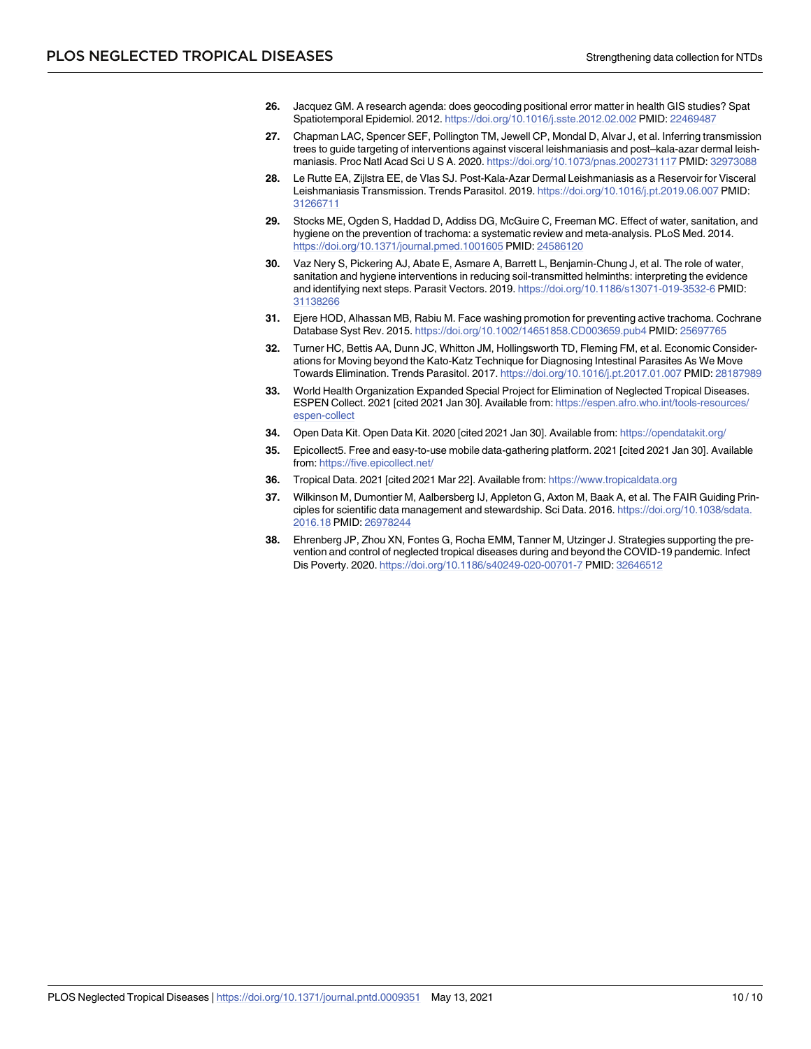26. Jacquez GM. A research agenda: does geocoding positional error matter in health GIS studies? Spat Spatiotemporal Epidemiol. 2012. https://doi.org/10.1016/j.sste.2012.02.002 PMID: 22469487

27. Chapman LAC, Spencer SEF, Pollington TM, Jewell CP, Mondal D, Alvar J, et al. Inferring transmission trees to guide targeting of interventions against visceral leishmaniasis and post–kala-azar dermal leishmaniasis. Proc Natl Acad Sci U S A. 2020. https://doi.org/10.1073/pnas.2002731117 PMID: 32973088

28. Le Rutte EA, Zijlstra EE, de Vlas SJ. Post-Kala-Azar Dermal Leishmaniasis as a Reservoir for Visceral Leishmaniasis Transmission. Trends Parasitol. 2019. https://doi.org/10.1016/j.pt.2019.06.007 PMID: 31266711

29. Stocks ME, Ogden S, Haddad D, Addiss DG, McGuire C, Freeman MC. Effect of water, sanitation, and hygiene on the prevention of trachoma: a systematic review and meta-analysis. PLoS Med. 2014. https://doi.org/10.1371/journal.pmed.1001605 PMID: 24586120

30. Vaz Nery S, Pickering AJ, Abate E, Asmare A, Barrett L, Benjamin-Chung J, et al. The role of water, sanitation and hygiene interventions in reducing soil-transmitted helminths: interpreting the evidence and identifying next steps. Parasit Vectors. 2019. https://doi.org/10.1186/s13071-019-3532-6 PMID: 31138266

31. Ejere HOD, Alhassan MB, Rabiu M. Face washing promotion for preventing active trachoma. Cochrane Database Syst Rev. 2015. https://doi.org/10.1002/14651858.CD003659.pub4 PMID: 25697765

32. Turner HC, Bettis AA, Dunn JC, Whitton JM, Hollingsworth TD, Fleming FM, et al. Economic Considerations for Moving beyond the Kato-Katz Technique for Diagnosing Intestinal Parasites As We Move Towards Elimination. Trends Parasitol. 2017. https://doi.org/10.1016/j.pt.2017.01.007 PMID: 28187989

33. World Health Organization Expanded Special Project for Elimination of Neglected Tropical Diseases. ESPEN Collect. 2021 [cited 2021 Jan 30]. Available from: https://espen.afro.who.int/tools-resources/espen-collect

34. Open Data Kit. Open Data Kit. 2020 [cited 2021 Jan 30]. Available from: https://opendatakit.org/

35. Epicollect5. Free and easy-to-use mobile data-gathering platform. 2021 [cited 2021 Jan 30]. Available from: https://five.epicollect.net/

36. Tropical Data. 2021 [cited 2021 Mar 22]. Available from: https://www.tropicaldata.org

37. Wilkinson M, Dumontier M, Aalbersberg IJ, Appleton G, Axton M, Baak A, et al. The FAIR Guiding Principles for scientific data management and stewardship. Sci Data. 2016. https://doi.org/10.1038/sdata.2016.18 PMID: 26978244

38. Ehrenberg JP, Zhou XN, Fontes G, Rocha EMM, Tanner M, Utzinger J. Strategies supporting the prevention and control of neglected tropical diseases during and beyond the COVID-19 pandemic. Infect Dis Poverty. 2020. https://doi.org/10.1186/s40249-020-00701-7 PMID: 32646512